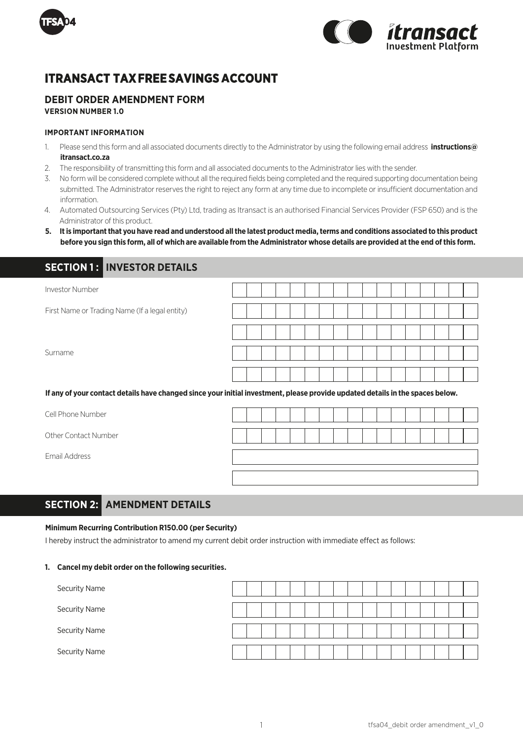# ITRANSACT TAX FREE SAVINGS ACCOUNT

## DEBIT ORDER AMENDMENT FORM

**VERSION NUMBER 1.0**

### IMPORTANT INFORMATION

1. Please send this form and all associated documents directly to the Administrator by using the following email address **instructions@itransact.co.za**
2. The responsibility of transmitting this form and all associated documents to the Administrator lies with the sender.
3. No form will be considered complete without all the required fields being completed and the required supporting documentation being submitted. The Administrator reserves the right to reject any form at any time due to incomplete or insufficient documentation and information.
4. Automated Outsourcing Services (Pty) Ltd, trading as Itransact is an authorised Financial Services Provider (FSP 650) and is the Administrator of this product.
5. **It is important that you have read and understood all the latest product media, terms and conditions associated to this product before you sign this form, all of which are available from the Administrator whose details are provided at the end of this form.**

## SECTION 1 : INVESTOR DETAILS

Investor Number

First Name or Trading Name (If a legal entity)

Surname

**If any of your contact details have changed since your initial investment, please provide updated details in the spaces below.**

Cell Phone Number

Other Contact Number

Email Address

## SECTION 2: AMENDMENT DETAILS

**Minimum Recurring Contribution R150.00 (per Security)**

I hereby instruct the administrator to amend my current debit order instruction with immediate effect as follows:

**1. Cancel my debit order on the following securities.**

Security Name

Security Name

Security Name

Security Name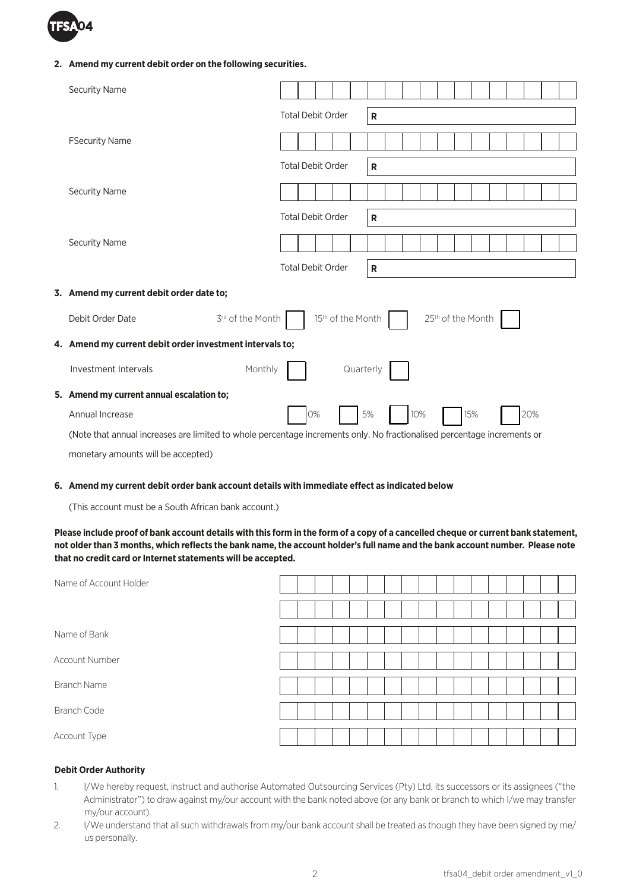**2. Amend my current debit order on the following securities.**

| | |
|---|---|
| Security Name | |
| Total Debit Order | R |
| FSecurity Name | |
| Total Debit Order | R |
| Security Name | |
| Total Debit Order | R |
| Security Name | |
| Total Debit Order | R |

**3. Amend my current debit order date to;**

Debit Order Date — 3rd of the Month ☐ 15th of the Month ☐ 25th of the Month ☐

**4. Amend my current debit order investment intervals to;**

Investment Intervals — Monthly ☐ Quarterly ☐

**5. Amend my current annual escalation to;**

Annual Increase — ☐ 0% ☐ 5% ☐ 10% ☐ 15% ☐ 20%

(Note that annual increases are limited to whole percentage increments only. No fractionalised percentage increments or monetary amounts will be accepted)

**6. Amend my current debit order bank account details with immediate effect as indicated below**

(This account must be a South African bank account.)

**Please include proof of bank account details with this form in the form of a copy of a cancelled cheque or current bank statement, not older than 3 months, which reflects the bank name, the account holder's full name and the bank account number. Please note that no credit card or Internet statements will be accepted.**

| | |
|---|---|
| Name of Account Holder | |
| | |
| Name of Bank | |
| Account Number | |
| Branch Name | |
| Branch Code | |
| Account Type | |

**Debit Order Authority**

1. I/We hereby request, instruct and authorise Automated Outsourcing Services (Pty) Ltd, its successors or its assignees ("the Administrator") to draw against my/our account with the bank noted above (or any bank or branch to which I/we may transfer my/our account).
2. I/We understand that all such withdrawals from my/our bank account shall be treated as though they have been signed by me/us personally.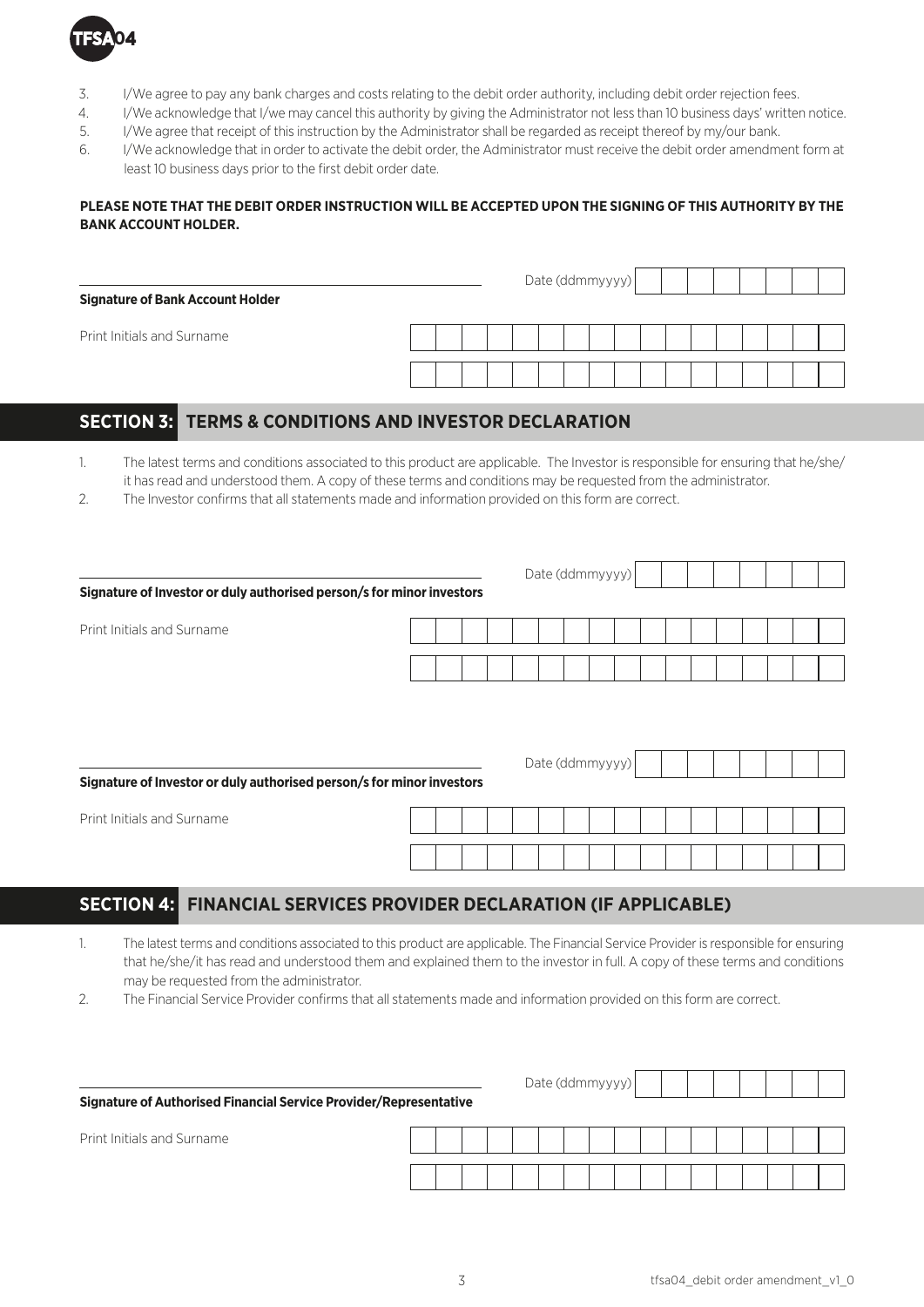3. I/We agree to pay any bank charges and costs relating to the debit order authority, including debit order rejection fees.
4. I/We acknowledge that I/we may cancel this authority by giving the Administrator not less than 10 business days' written notice.
5. I/We agree that receipt of this instruction by the Administrator shall be regarded as receipt thereof by my/our bank.
6. I/We acknowledge that in order to activate the debit order, the Administrator must receive the debit order amendment form at least 10 business days prior to the first debit order date.

**PLEASE NOTE THAT THE DEBIT ORDER INSTRUCTION WILL BE ACCEPTED UPON THE SIGNING OF THIS AUTHORITY BY THE BANK ACCOUNT HOLDER.**

**Signature of Bank Account Holder** \_\_\_\_\_\_\_\_\_\_\_\_\_\_\_\_ Date (ddmmyyyy) \_\_\_\_\_\_\_\_

Print Initials and Surname \_\_\_\_\_\_\_\_\_\_\_\_\_\_\_\_

## SECTION 3: TERMS & CONDITIONS AND INVESTOR DECLARATION

1. The latest terms and conditions associated to this product are applicable. The Investor is responsible for ensuring that he/she/it has read and understood them. A copy of these terms and conditions may be requested from the administrator.
2. The Investor confirms that all statements made and information provided on this form are correct.

**Signature of Investor or duly authorised person/s for minor investors** \_\_\_\_\_\_\_\_\_\_\_\_\_\_\_\_ Date (ddmmyyyy) \_\_\_\_\_\_\_\_

Print Initials and Surname \_\_\_\_\_\_\_\_\_\_\_\_\_\_\_\_

**Signature of Investor or duly authorised person/s for minor investors** \_\_\_\_\_\_\_\_\_\_\_\_\_\_\_\_ Date (ddmmyyyy) \_\_\_\_\_\_\_\_

Print Initials and Surname \_\_\_\_\_\_\_\_\_\_\_\_\_\_\_\_

## SECTION 4: FINANCIAL SERVICES PROVIDER DECLARATION (IF APPLICABLE)

1. The latest terms and conditions associated to this product are applicable. The Financial Service Provider is responsible for ensuring that he/she/it has read and understood them and explained them to the investor in full. A copy of these terms and conditions may be requested from the administrator.
2. The Financial Service Provider confirms that all statements made and information provided on this form are correct.

**Signature of Authorised Financial Service Provider/Representative** \_\_\_\_\_\_\_\_\_\_\_\_\_\_\_\_ Date (ddmmyyyy) \_\_\_\_\_\_\_\_

Print Initials and Surname \_\_\_\_\_\_\_\_\_\_\_\_\_\_\_\_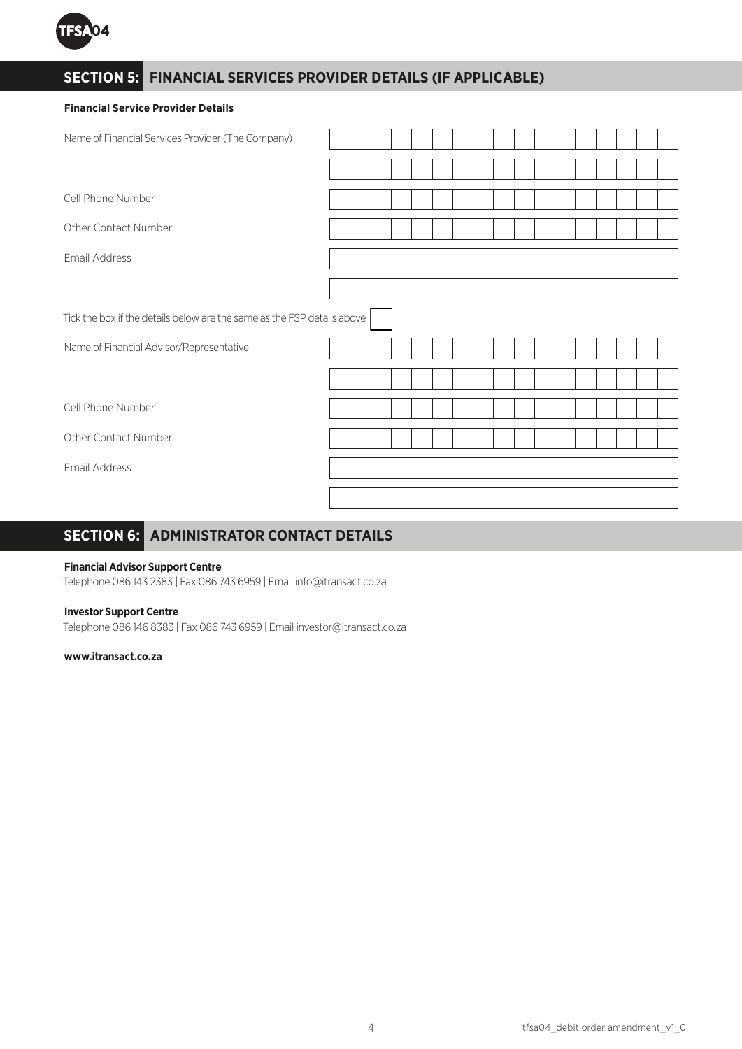## SECTION 5: FINANCIAL SERVICES PROVIDER DETAILS (IF APPLICABLE)

**Financial Service Provider Details**

Name of Financial Services Provider (The Company)

Cell Phone Number

Other Contact Number

Email Address

Tick the box if the details below are the same as the FSP details above

Name of Financial Advisor/Representative

Cell Phone Number

Other Contact Number

Email Address

## SECTION 6: ADMINISTRATOR CONTACT DETAILS

**Financial Advisor Support Centre**
Telephone 086 143 2383 | Fax 086 743 6959 | Email info@itransact.co.za

**Investor Support Centre**
Telephone 086 146 8383 | Fax 086 743 6959 | Email investor@itransact.co.za

**www.itransact.co.za**